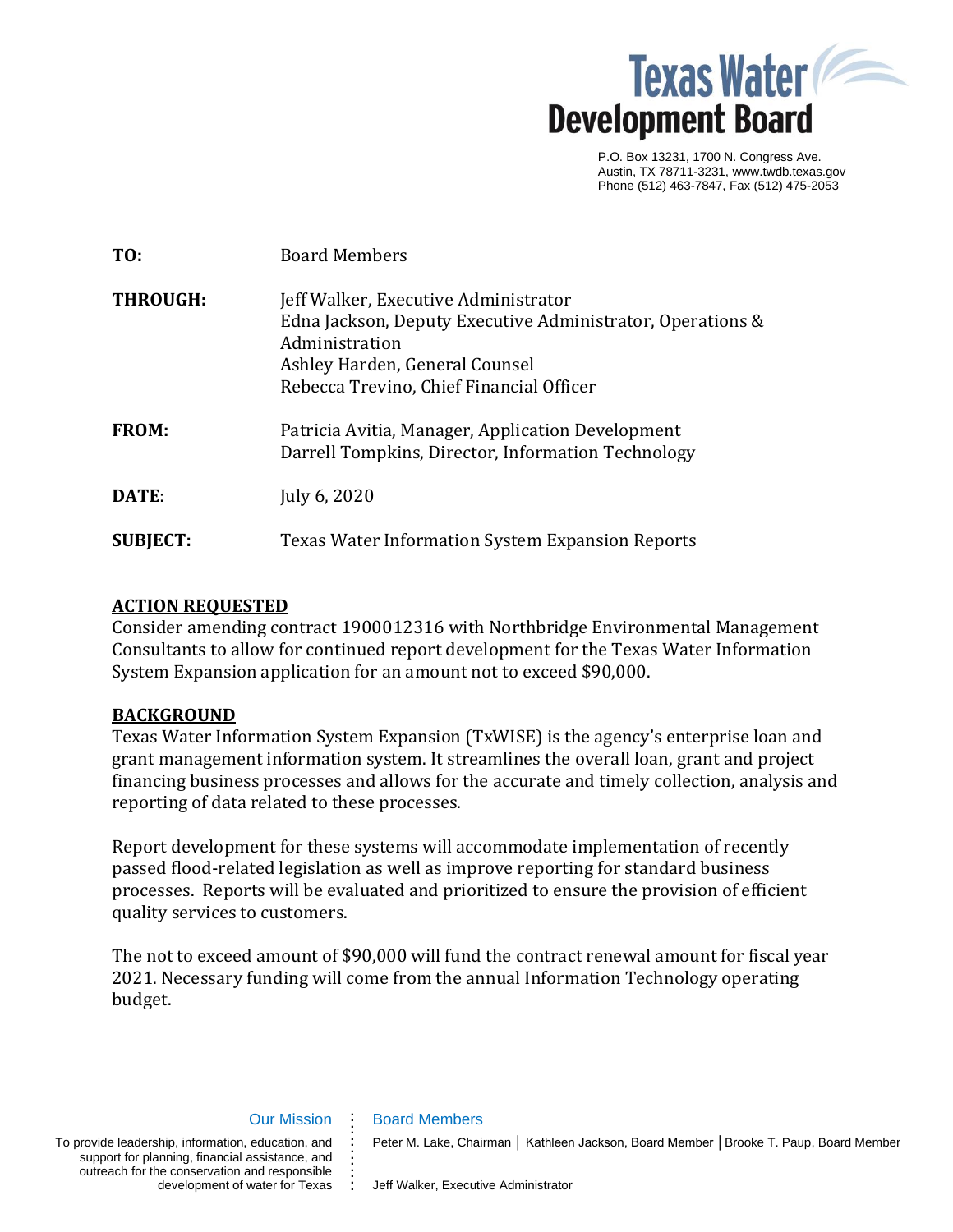# Texas Water Development Board

P.O. Box 13231, 1700 N. Congress Ave.
Austin, TX 78711-3231, www.twdb.texas.gov
Phone (512) 463-7847, Fax (512) 475-2053

**TO:** Board Members

**THROUGH:** Jeff Walker, Executive Administrator
Edna Jackson, Deputy Executive Administrator, Operations & Administration
Ashley Harden, General Counsel
Rebecca Trevino, Chief Financial Officer

**FROM:** Patricia Avitia, Manager, Application Development
Darrell Tompkins, Director, Information Technology

**DATE:** July 6, 2020

**SUBJECT:** Texas Water Information System Expansion Reports

## ACTION REQUESTED

Consider amending contract 1900012316 with Northbridge Environmental Management Consultants to allow for continued report development for the Texas Water Information System Expansion application for an amount not to exceed $90,000.

## BACKGROUND

Texas Water Information System Expansion (TxWISE) is the agency's enterprise loan and grant management information system. It streamlines the overall loan, grant and project financing business processes and allows for the accurate and timely collection, analysis and reporting of data related to these processes.

Report development for these systems will accommodate implementation of recently passed flood-related legislation as well as improve reporting for standard business processes. Reports will be evaluated and prioritized to ensure the provision of efficient quality services to customers.

The not to exceed amount of $90,000 will fund the contract renewal amount for fiscal year 2021. Necessary funding will come from the annual Information Technology operating budget.

**Our Mission**

To provide leadership, information, education, and support for planning, financial assistance, and outreach for the conservation and responsible development of water for Texas

**Board Members**

Peter M. Lake, Chairman | Kathleen Jackson, Board Member | Brooke T. Paup, Board Member

Jeff Walker, Executive Administrator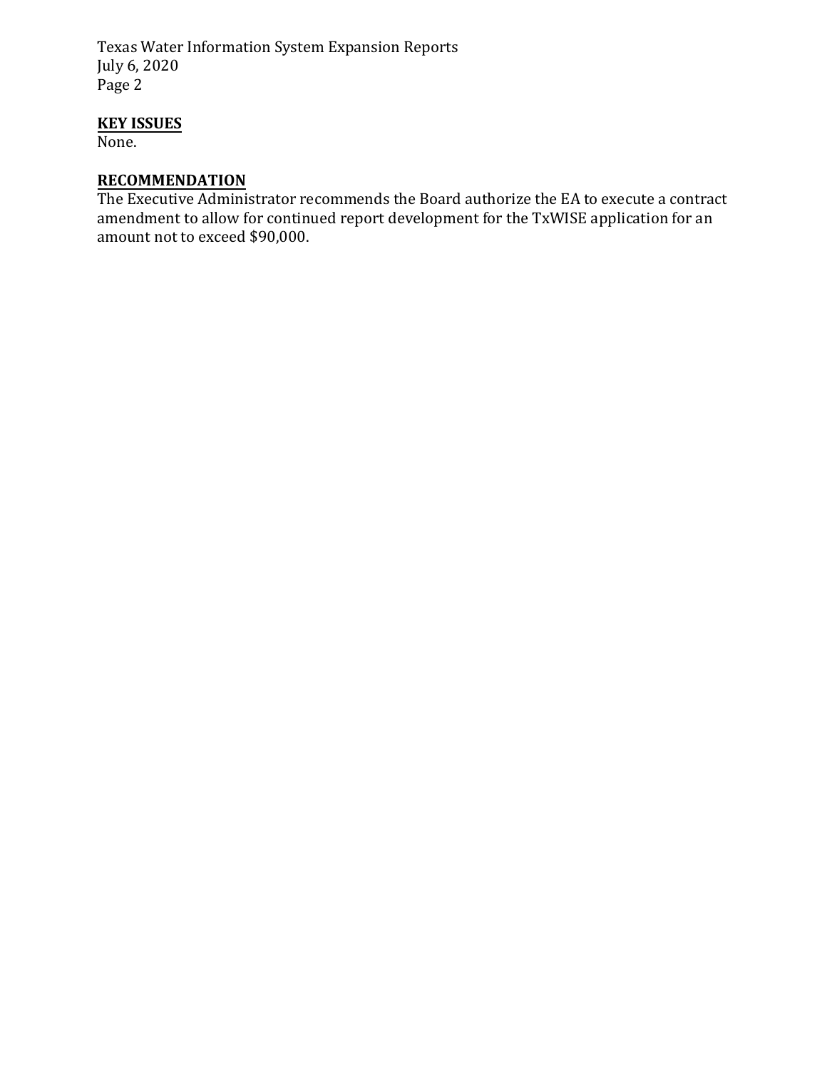**KEY ISSUES**

None.

**RECOMMENDATION**

The Executive Administrator recommends the Board authorize the EA to execute a contract amendment to allow for continued report development for the TxWISE application for an amount not to exceed $90,000.